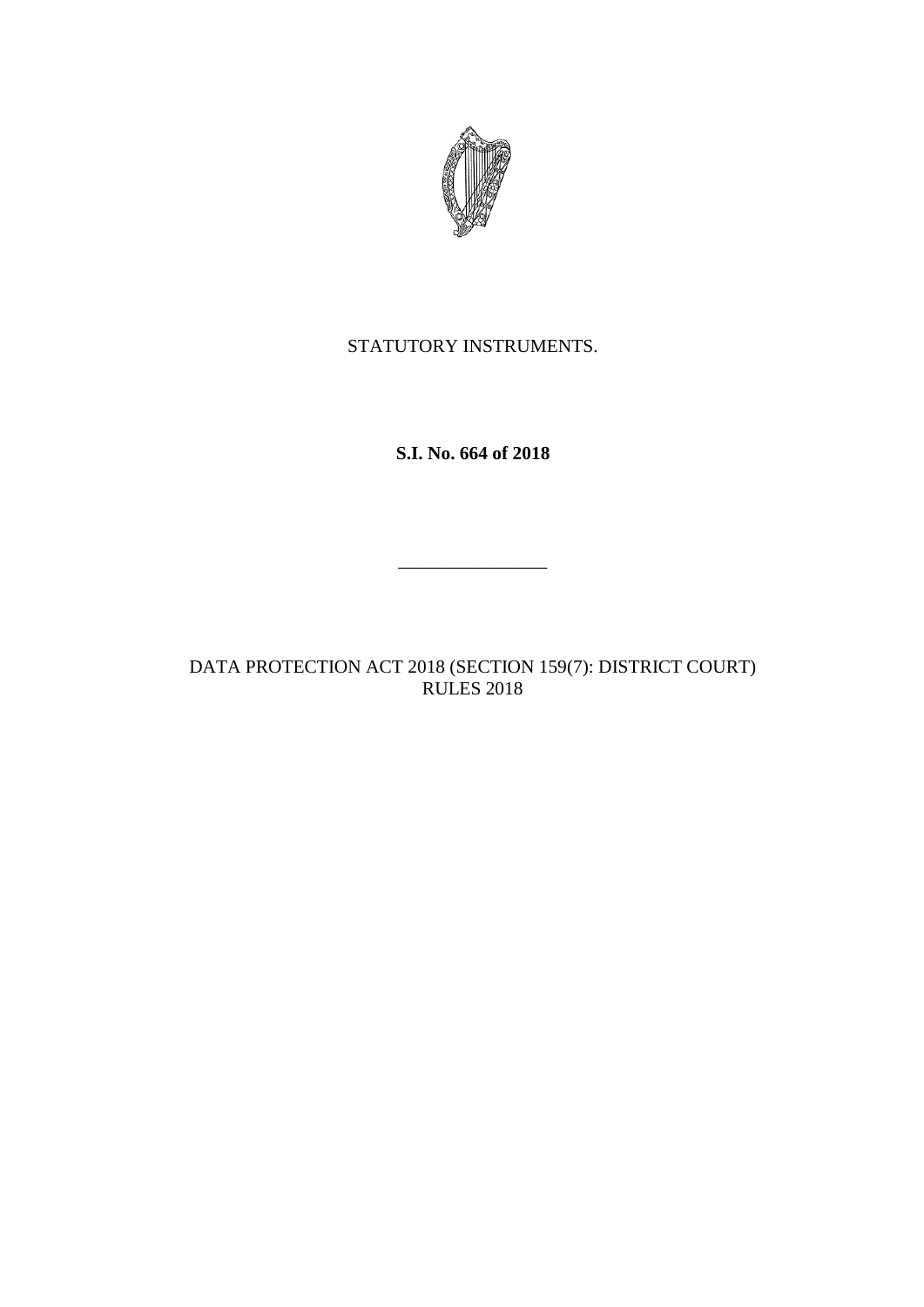STATUTORY INSTRUMENTS.

**S.I. No. 664 of 2018**

---

DATA PROTECTION ACT 2018 (SECTION 159(7): DISTRICT COURT) RULES 2018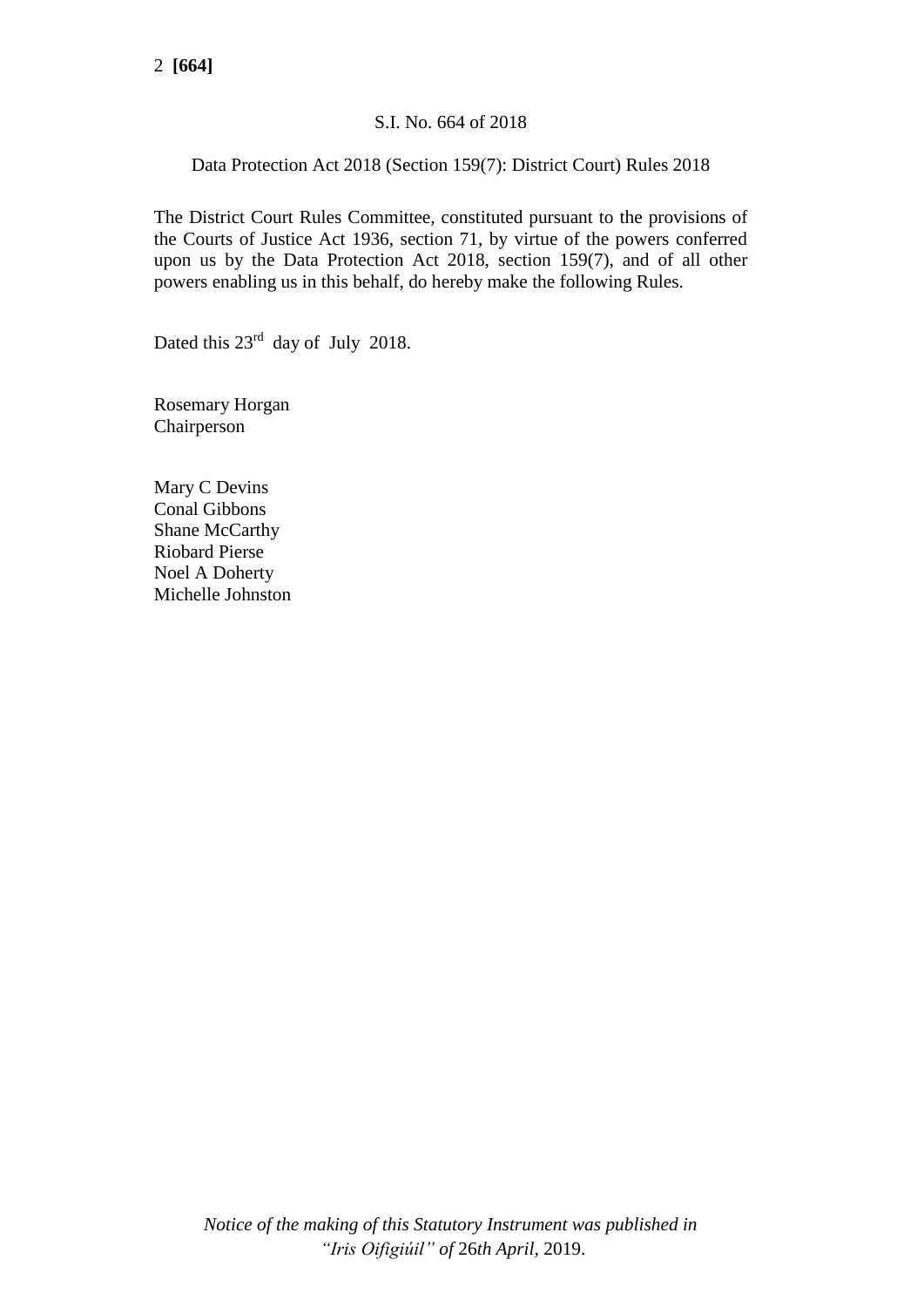S.I. No. 664 of 2018

Data Protection Act 2018 (Section 159(7): District Court) Rules 2018

The District Court Rules Committee, constituted pursuant to the provisions of the Courts of Justice Act 1936, section 71, by virtue of the powers conferred upon us by the Data Protection Act 2018, section 159(7), and of all other powers enabling us in this behalf, do hereby make the following Rules.

Dated this 23rd day of July 2018.

Rosemary Horgan
Chairperson

Mary C Devins
Conal Gibbons
Shane McCarthy
Riobard Pierse
Noel A Doherty
Michelle Johnston

*Notice of the making of this Statutory Instrument was published in "Iris Oifigiúil" of 26th April, 2019.*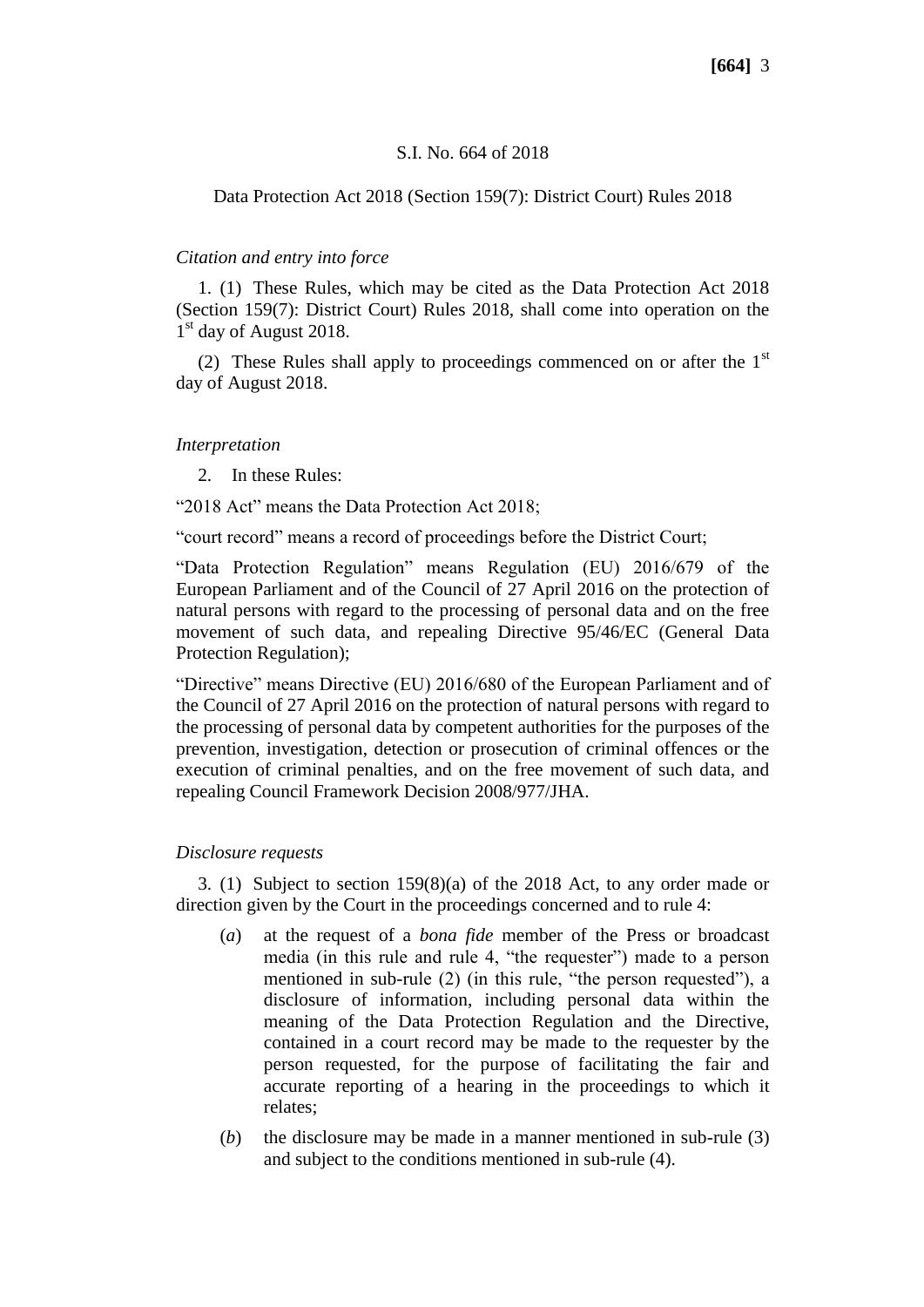S.I. No. 664 of 2018

Data Protection Act 2018 (Section 159(7): District Court) Rules 2018

*Citation and entry into force*

1. (1) These Rules, which may be cited as the Data Protection Act 2018 (Section 159(7): District Court) Rules 2018, shall come into operation on the 1st day of August 2018.

(2) These Rules shall apply to proceedings commenced on or after the 1st day of August 2018.

*Interpretation*

2. In these Rules:

"2018 Act" means the Data Protection Act 2018;

"court record" means a record of proceedings before the District Court;

"Data Protection Regulation" means Regulation (EU) 2016/679 of the European Parliament and of the Council of 27 April 2016 on the protection of natural persons with regard to the processing of personal data and on the free movement of such data, and repealing Directive 95/46/EC (General Data Protection Regulation);

"Directive" means Directive (EU) 2016/680 of the European Parliament and of the Council of 27 April 2016 on the protection of natural persons with regard to the processing of personal data by competent authorities for the purposes of the prevention, investigation, detection or prosecution of criminal offences or the execution of criminal penalties, and on the free movement of such data, and repealing Council Framework Decision 2008/977/JHA.

*Disclosure requests*

3. (1) Subject to section 159(8)(a) of the 2018 Act, to any order made or direction given by the Court in the proceedings concerned and to rule 4:

(*a*) at the request of a *bona fide* member of the Press or broadcast media (in this rule and rule 4, "the requester") made to a person mentioned in sub-rule (2) (in this rule, "the person requested"), a disclosure of information, including personal data within the meaning of the Data Protection Regulation and the Directive, contained in a court record may be made to the requester by the person requested, for the purpose of facilitating the fair and accurate reporting of a hearing in the proceedings to which it relates;

(*b*) the disclosure may be made in a manner mentioned in sub-rule (3) and subject to the conditions mentioned in sub-rule (4).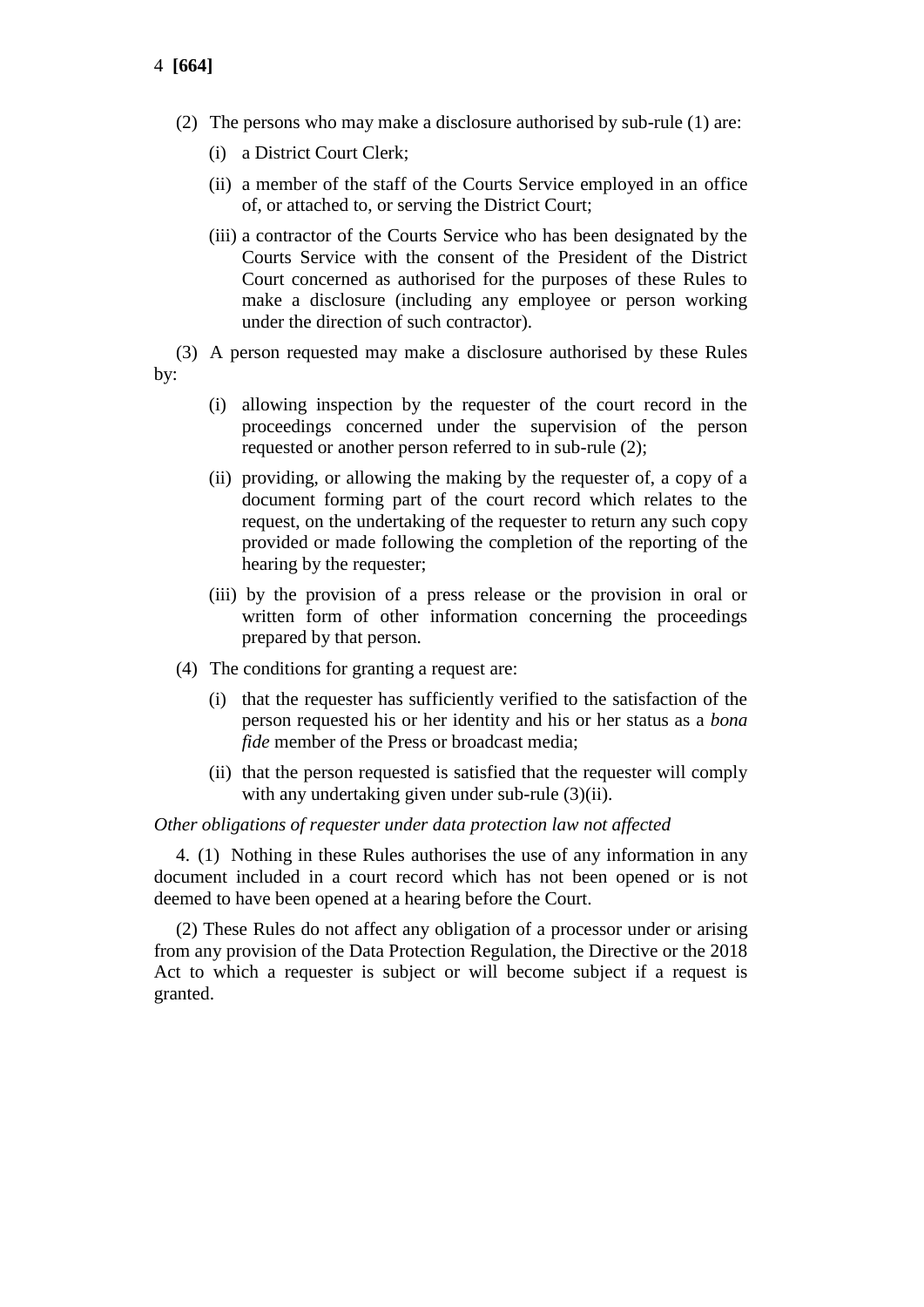(2) The persons who may make a disclosure authorised by sub-rule (1) are:

(i) a District Court Clerk;

(ii) a member of the staff of the Courts Service employed in an office of, or attached to, or serving the District Court;

(iii) a contractor of the Courts Service who has been designated by the Courts Service with the consent of the President of the District Court concerned as authorised for the purposes of these Rules to make a disclosure (including any employee or person working under the direction of such contractor).

(3) A person requested may make a disclosure authorised by these Rules by:

(i) allowing inspection by the requester of the court record in the proceedings concerned under the supervision of the person requested or another person referred to in sub-rule (2);

(ii) providing, or allowing the making by the requester of, a copy of a document forming part of the court record which relates to the request, on the undertaking of the requester to return any such copy provided or made following the completion of the reporting of the hearing by the requester;

(iii) by the provision of a press release or the provision in oral or written form of other information concerning the proceedings prepared by that person.

(4) The conditions for granting a request are:

(i) that the requester has sufficiently verified to the satisfaction of the person requested his or her identity and his or her status as a *bona fide* member of the Press or broadcast media;

(ii) that the person requested is satisfied that the requester will comply with any undertaking given under sub-rule (3)(ii).

*Other obligations of requester under data protection law not affected*

4. (1) Nothing in these Rules authorises the use of any information in any document included in a court record which has not been opened or is not deemed to have been opened at a hearing before the Court.

(2) These Rules do not affect any obligation of a processor under or arising from any provision of the Data Protection Regulation, the Directive or the 2018 Act to which a requester is subject or will become subject if a request is granted.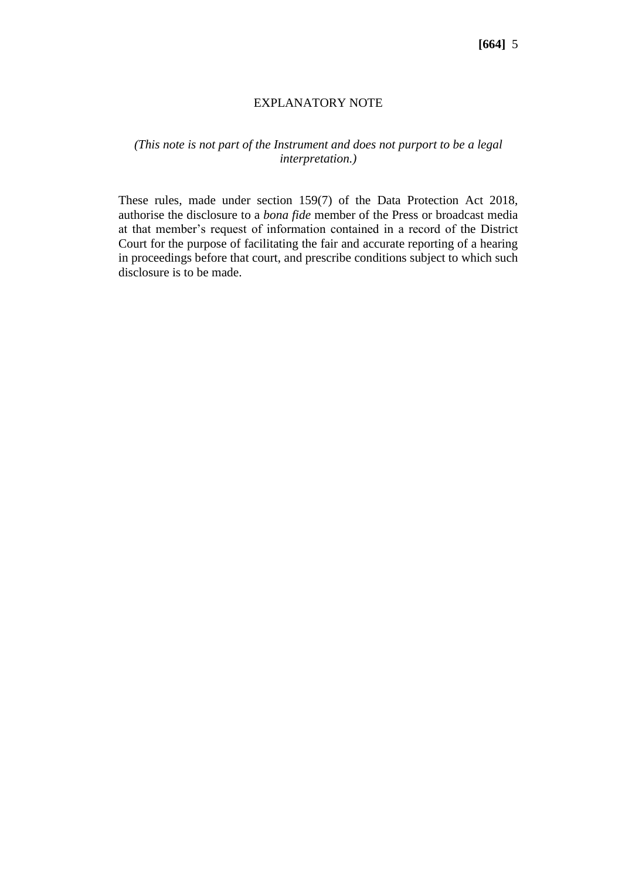## EXPLANATORY NOTE

*(This note is not part of the Instrument and does not purport to be a legal interpretation.)*

These rules, made under section 159(7) of the Data Protection Act 2018, authorise the disclosure to a *bona fide* member of the Press or broadcast media at that member's request of information contained in a record of the District Court for the purpose of facilitating the fair and accurate reporting of a hearing in proceedings before that court, and prescribe conditions subject to which such disclosure is to be made.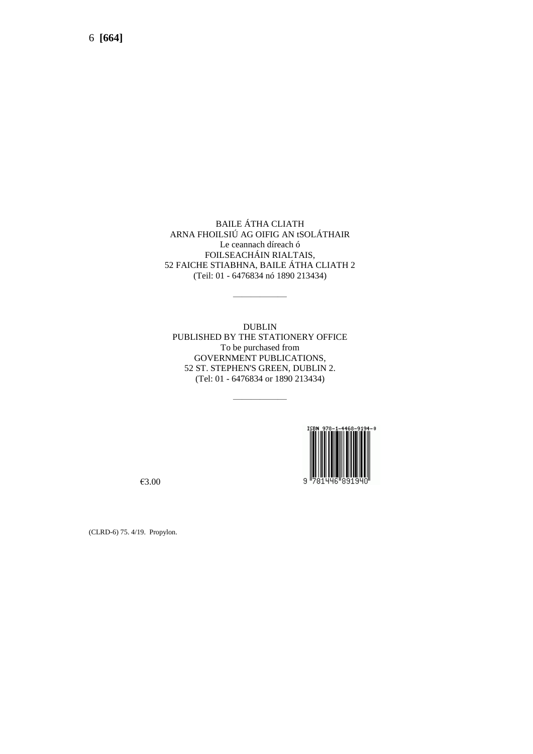**[664]**

BAILE ÁTHA CLIATH
ARNA FHOILSIÚ AG OIFIG AN tSOLÁTHAIR
Le ceannach díreach ó
FOILSEACHÁIN RIALTAIS,
52 FAICHE STIABHNA, BAILE ÁTHA CLIATH 2
(Teil: 01 - 6476834 nó 1890 213434)

---

DUBLIN
PUBLISHED BY THE STATIONERY OFFICE
To be purchased from
GOVERNMENT PUBLICATIONS,
52 ST. STEPHEN'S GREEN, DUBLIN 2.
(Tel: 01 - 6476834 or 1890 213434)

---

ISBN 978-1-4468-9194-0

9 781446 891940

€3.00

(CLRD-6) 75. 4/19. Propylon.